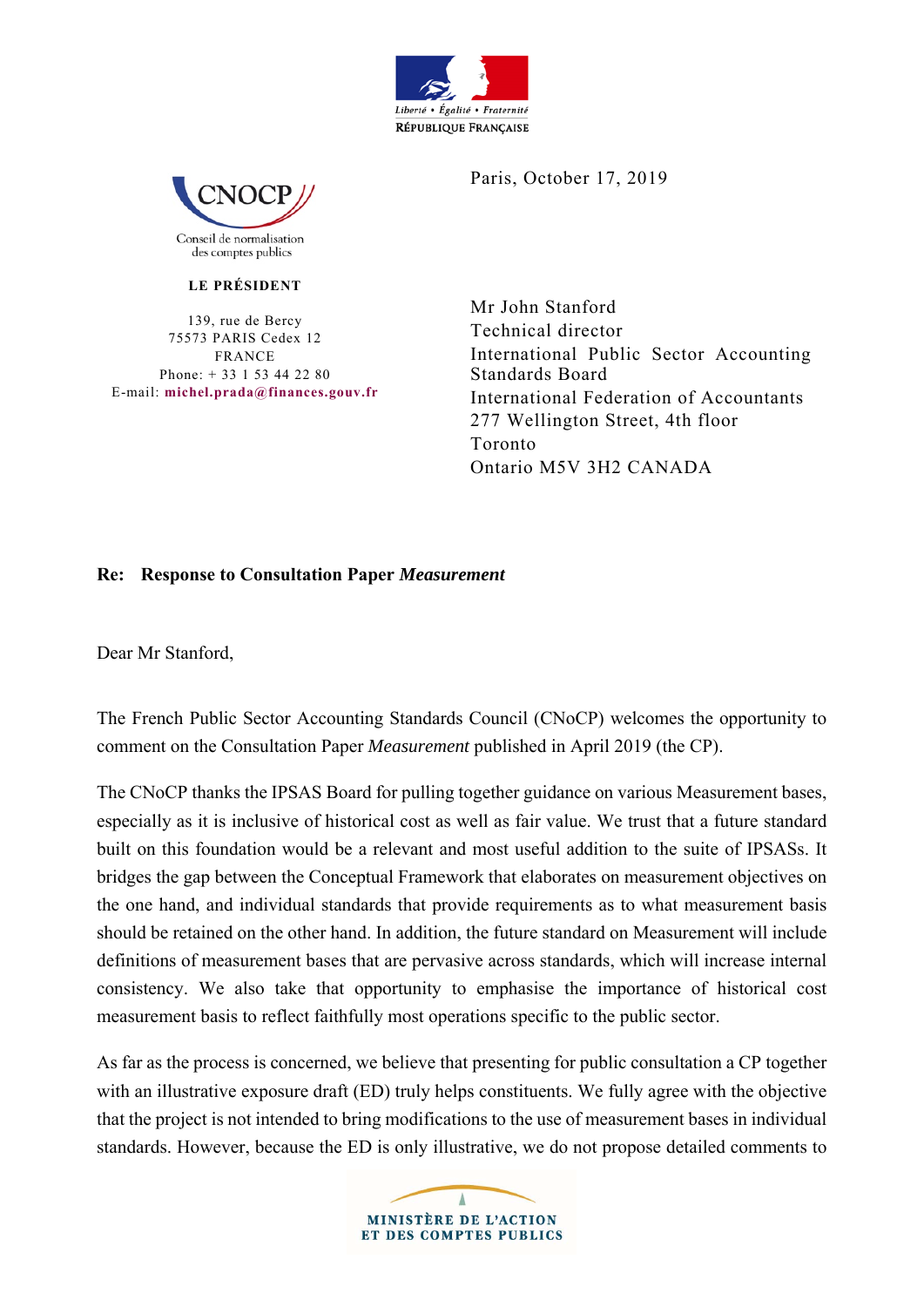Liberté • Égalité • Fraternité
RÉPUBLIQUE FRANÇAISE

CNOCP
Conseil de normalisation des comptes publics

**LE PRÉSIDENT**

139, rue de Bercy
75573 PARIS Cedex 12
FRANCE
Phone: + 33 1 53 44 22 80
E-mail: **michel.prada@finances.gouv.fr**

Paris, October 17, 2019

Mr John Stanford
Technical director
International Public Sector Accounting Standards Board
International Federation of Accountants
277 Wellington Street, 4th floor
Toronto
Ontario M5V 3H2 CANADA

**Re: Response to Consultation Paper *Measurement***

Dear Mr Stanford,

The French Public Sector Accounting Standards Council (CNoCP) welcomes the opportunity to comment on the Consultation Paper *Measurement* published in April 2019 (the CP).

The CNoCP thanks the IPSAS Board for pulling together guidance on various Measurement bases, especially as it is inclusive of historical cost as well as fair value. We trust that a future standard built on this foundation would be a relevant and most useful addition to the suite of IPSASs. It bridges the gap between the Conceptual Framework that elaborates on measurement objectives on the one hand, and individual standards that provide requirements as to what measurement basis should be retained on the other hand. In addition, the future standard on Measurement will include definitions of measurement bases that are pervasive across standards, which will increase internal consistency. We also take that opportunity to emphasise the importance of historical cost measurement basis to reflect faithfully most operations specific to the public sector.

As far as the process is concerned, we believe that presenting for public consultation a CP together with an illustrative exposure draft (ED) truly helps constituents. We fully agree with the objective that the project is not intended to bring modifications to the use of measurement bases in individual standards. However, because the ED is only illustrative, we do not propose detailed comments to

MINISTÈRE DE L'ACTION ET DES COMPTES PUBLICS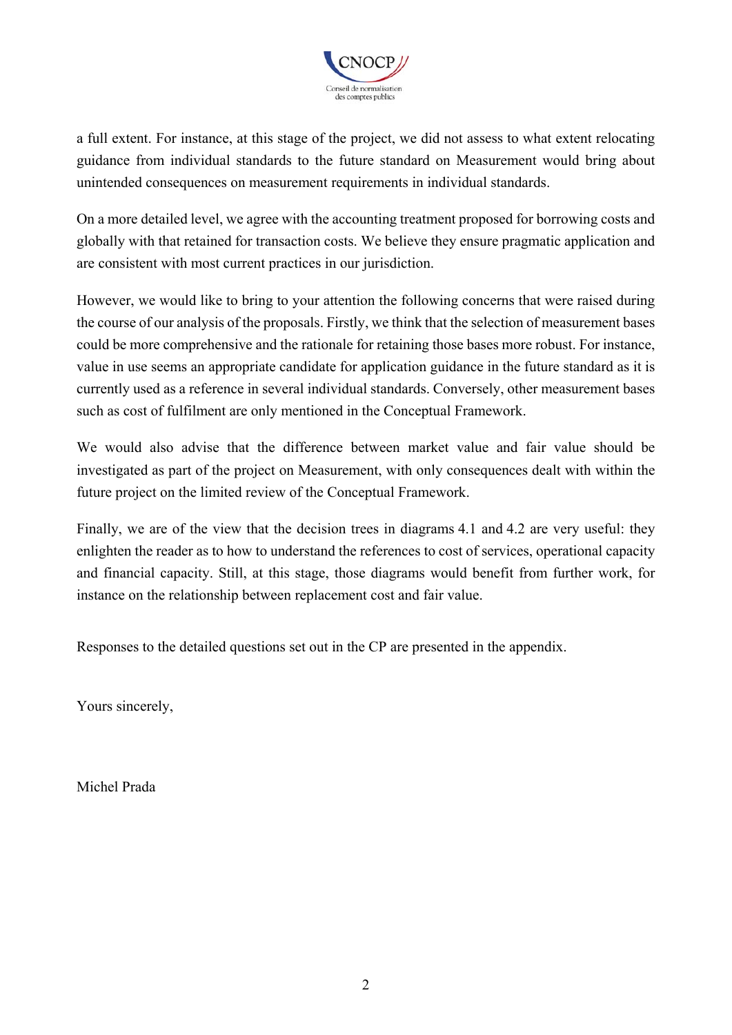a full extent. For instance, at this stage of the project, we did not assess to what extent relocating guidance from individual standards to the future standard on Measurement would bring about unintended consequences on measurement requirements in individual standards.

On a more detailed level, we agree with the accounting treatment proposed for borrowing costs and globally with that retained for transaction costs. We believe they ensure pragmatic application and are consistent with most current practices in our jurisdiction.

However, we would like to bring to your attention the following concerns that were raised during the course of our analysis of the proposals. Firstly, we think that the selection of measurement bases could be more comprehensive and the rationale for retaining those bases more robust. For instance, value in use seems an appropriate candidate for application guidance in the future standard as it is currently used as a reference in several individual standards. Conversely, other measurement bases such as cost of fulfilment are only mentioned in the Conceptual Framework.

We would also advise that the difference between market value and fair value should be investigated as part of the project on Measurement, with only consequences dealt with within the future project on the limited review of the Conceptual Framework.

Finally, we are of the view that the decision trees in diagrams 4.1 and 4.2 are very useful: they enlighten the reader as to how to understand the references to cost of services, operational capacity and financial capacity. Still, at this stage, those diagrams would benefit from further work, for instance on the relationship between replacement cost and fair value.

Responses to the detailed questions set out in the CP are presented in the appendix.

Yours sincerely,

Michel Prada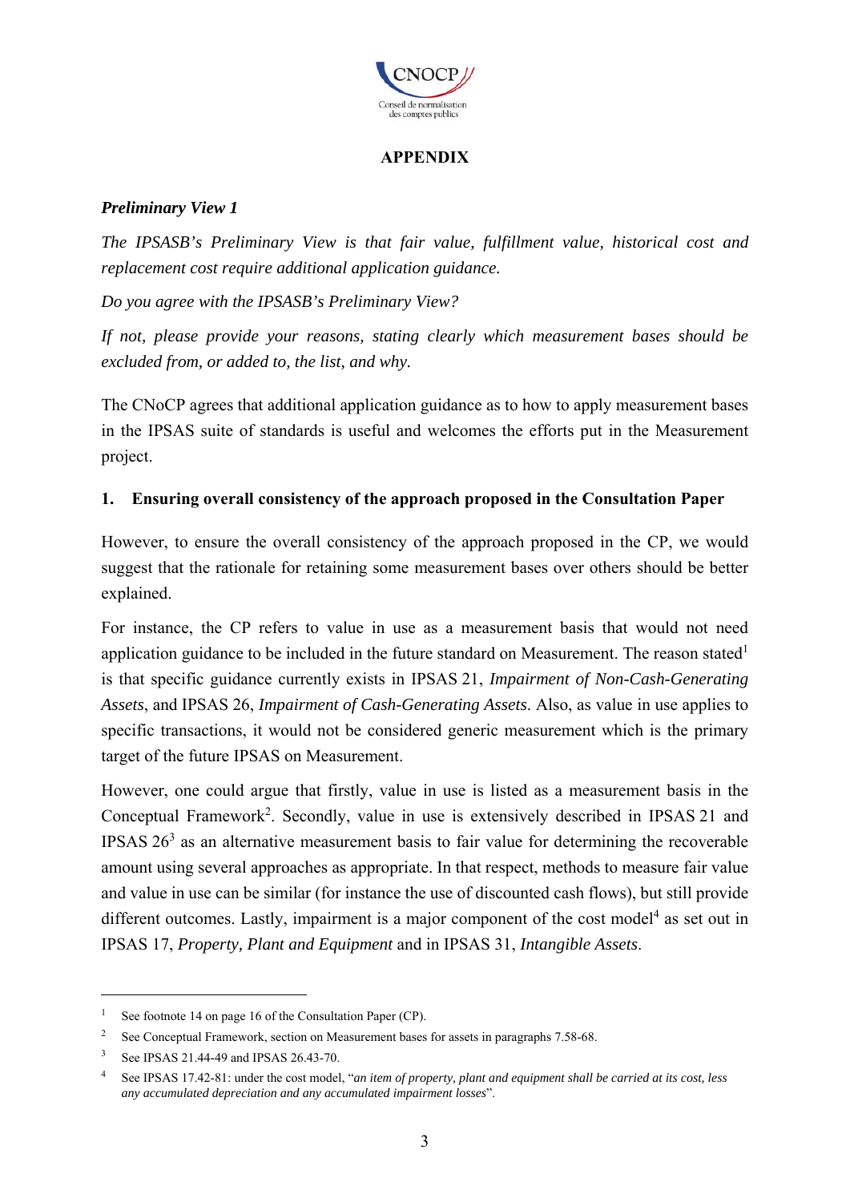## APPENDIX

### *Preliminary View 1*

*The IPSASB's Preliminary View is that fair value, fulfillment value, historical cost and replacement cost require additional application guidance.*

*Do you agree with the IPSASB's Preliminary View?*

*If not, please provide your reasons, stating clearly which measurement bases should be excluded from, or added to, the list, and why.*

The CNoCP agrees that additional application guidance as to how to apply measurement bases in the IPSAS suite of standards is useful and welcomes the efforts put in the Measurement project.

#### 1. Ensuring overall consistency of the approach proposed in the Consultation Paper

However, to ensure the overall consistency of the approach proposed in the CP, we would suggest that the rationale for retaining some measurement bases over others should be better explained.

For instance, the CP refers to value in use as a measurement basis that would not need application guidance to be included in the future standard on Measurement. The reason stated[1] is that specific guidance currently exists in IPSAS 21, *Impairment of Non-Cash-Generating Assets*, and IPSAS 26, *Impairment of Cash-Generating Assets*. Also, as value in use applies to specific transactions, it would not be considered generic measurement which is the primary target of the future IPSAS on Measurement.

However, one could argue that firstly, value in use is listed as a measurement basis in the Conceptual Framework[2]. Secondly, value in use is extensively described in IPSAS 21 and IPSAS 26[3] as an alternative measurement basis to fair value for determining the recoverable amount using several approaches as appropriate. In that respect, methods to measure fair value and value in use can be similar (for instance the use of discounted cash flows), but still provide different outcomes. Lastly, impairment is a major component of the cost model[4] as set out in IPSAS 17, *Property, Plant and Equipment* and in IPSAS 31, *Intangible Assets*.

---

[1] See footnote 14 on page 16 of the Consultation Paper (CP).

[2] See Conceptual Framework, section on Measurement bases for assets in paragraphs 7.58-68.

[3] See IPSAS 21.44-49 and IPSAS 26.43-70.

[4] See IPSAS 17.42-81: under the cost model, "*an item of property, plant and equipment shall be carried at its cost, less any accumulated depreciation and any accumulated impairment losses*".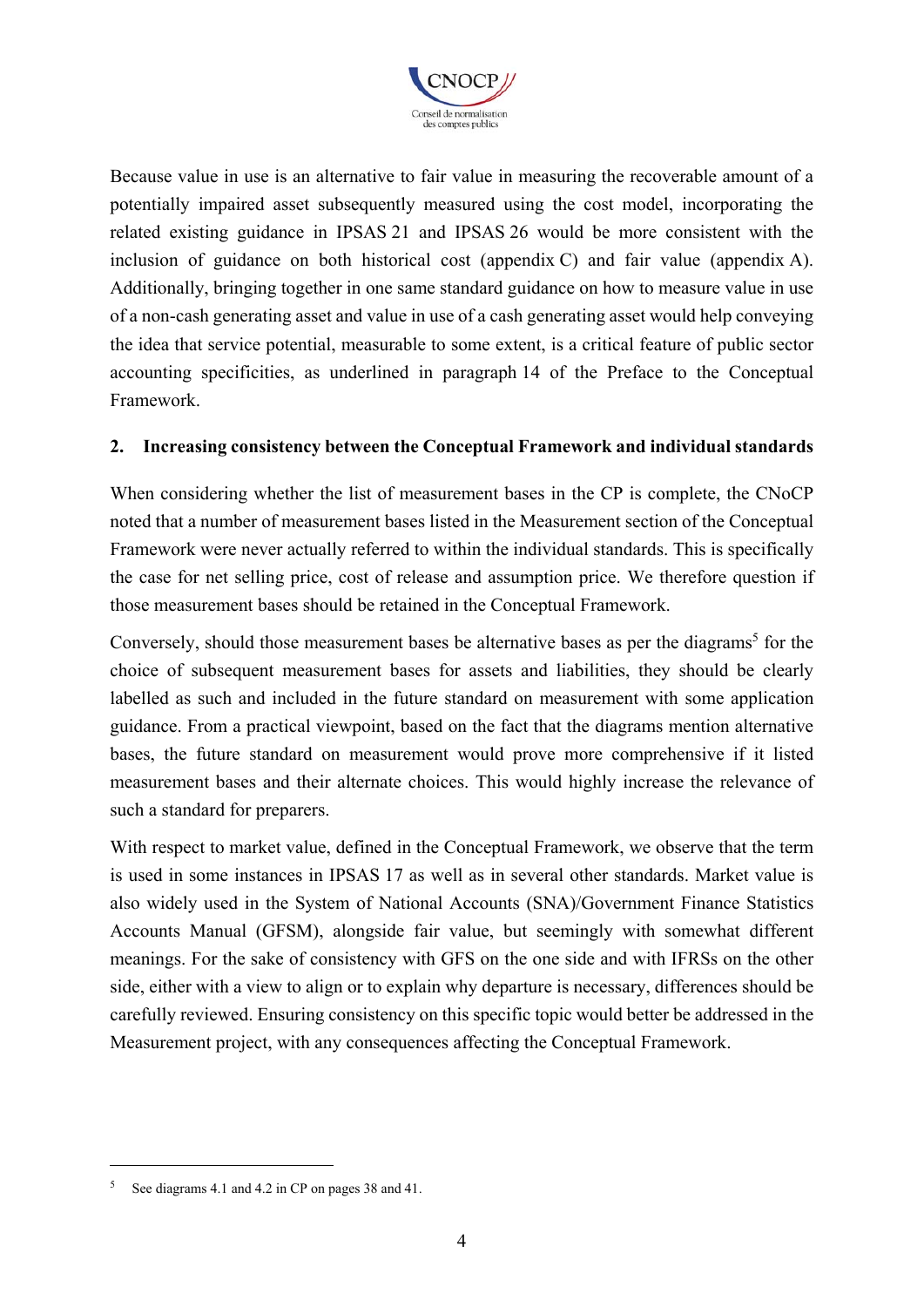Because value in use is an alternative to fair value in measuring the recoverable amount of a potentially impaired asset subsequently measured using the cost model, incorporating the related existing guidance in IPSAS 21 and IPSAS 26 would be more consistent with the inclusion of guidance on both historical cost (appendix C) and fair value (appendix A). Additionally, bringing together in one same standard guidance on how to measure value in use of a non-cash generating asset and value in use of a cash generating asset would help conveying the idea that service potential, measurable to some extent, is a critical feature of public sector accounting specificities, as underlined in paragraph 14 of the Preface to the Conceptual Framework.

### 2. Increasing consistency between the Conceptual Framework and individual standards

When considering whether the list of measurement bases in the CP is complete, the CNoCP noted that a number of measurement bases listed in the Measurement section of the Conceptual Framework were never actually referred to within the individual standards. This is specifically the case for net selling price, cost of release and assumption price. We therefore question if those measurement bases should be retained in the Conceptual Framework.

Conversely, should those measurement bases be alternative bases as per the diagrams[5] for the choice of subsequent measurement bases for assets and liabilities, they should be clearly labelled as such and included in the future standard on measurement with some application guidance. From a practical viewpoint, based on the fact that the diagrams mention alternative bases, the future standard on measurement would prove more comprehensive if it listed measurement bases and their alternate choices. This would highly increase the relevance of such a standard for preparers.

With respect to market value, defined in the Conceptual Framework, we observe that the term is used in some instances in IPSAS 17 as well as in several other standards. Market value is also widely used in the System of National Accounts (SNA)/Government Finance Statistics Accounts Manual (GFSM), alongside fair value, but seemingly with somewhat different meanings. For the sake of consistency with GFS on the one side and with IFRSs on the other side, either with a view to align or to explain why departure is necessary, differences should be carefully reviewed. Ensuring consistency on this specific topic would better be addressed in the Measurement project, with any consequences affecting the Conceptual Framework.

---

[5] See diagrams 4.1 and 4.2 in CP on pages 38 and 41.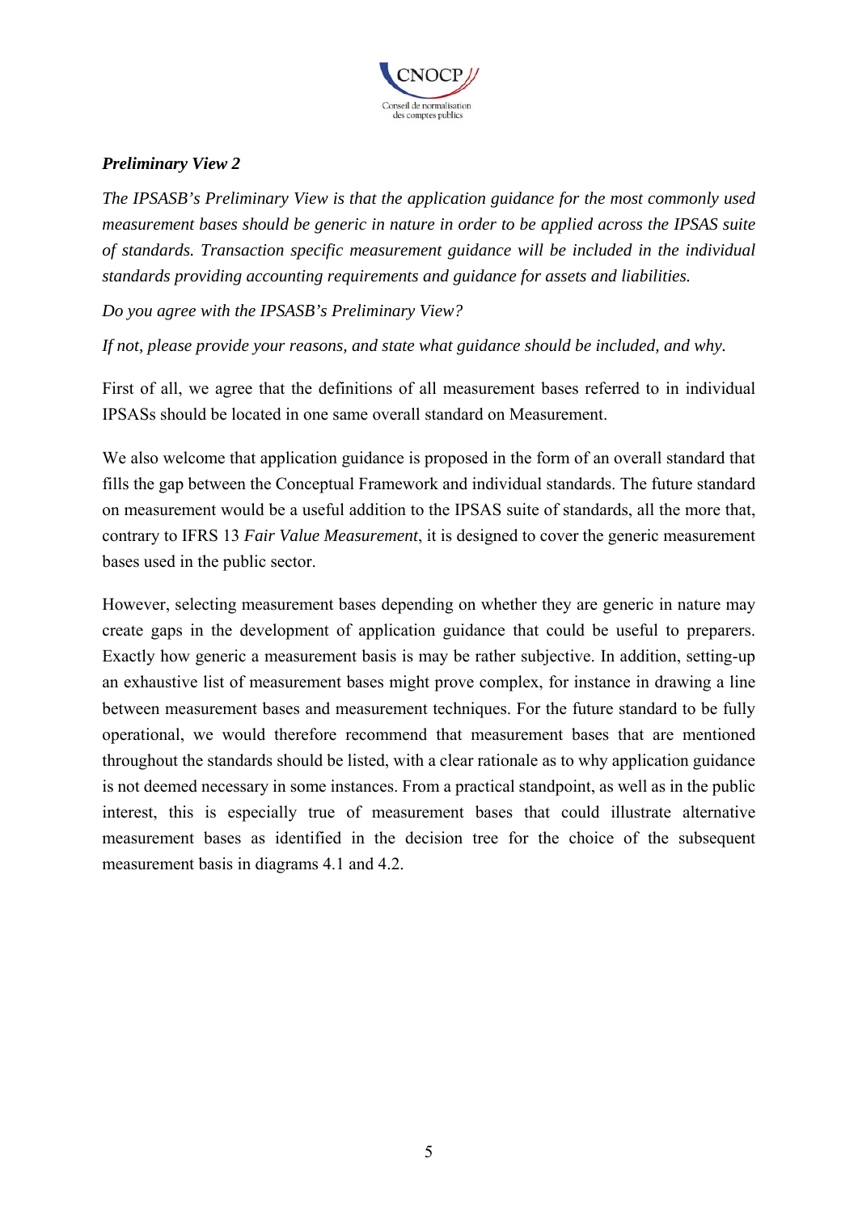***Preliminary View 2***

*The IPSASB's Preliminary View is that the application guidance for the most commonly used measurement bases should be generic in nature in order to be applied across the IPSAS suite of standards. Transaction specific measurement guidance will be included in the individual standards providing accounting requirements and guidance for assets and liabilities.*

*Do you agree with the IPSASB's Preliminary View?*

*If not, please provide your reasons, and state what guidance should be included, and why.*

First of all, we agree that the definitions of all measurement bases referred to in individual IPSASs should be located in one same overall standard on Measurement.

We also welcome that application guidance is proposed in the form of an overall standard that fills the gap between the Conceptual Framework and individual standards. The future standard on measurement would be a useful addition to the IPSAS suite of standards, all the more that, contrary to IFRS 13 *Fair Value Measurement*, it is designed to cover the generic measurement bases used in the public sector.

However, selecting measurement bases depending on whether they are generic in nature may create gaps in the development of application guidance that could be useful to preparers. Exactly how generic a measurement basis is may be rather subjective. In addition, setting-up an exhaustive list of measurement bases might prove complex, for instance in drawing a line between measurement bases and measurement techniques. For the future standard to be fully operational, we would therefore recommend that measurement bases that are mentioned throughout the standards should be listed, with a clear rationale as to why application guidance is not deemed necessary in some instances. From a practical standpoint, as well as in the public interest, this is especially true of measurement bases that could illustrate alternative measurement bases as identified in the decision tree for the choice of the subsequent measurement basis in diagrams 4.1 and 4.2.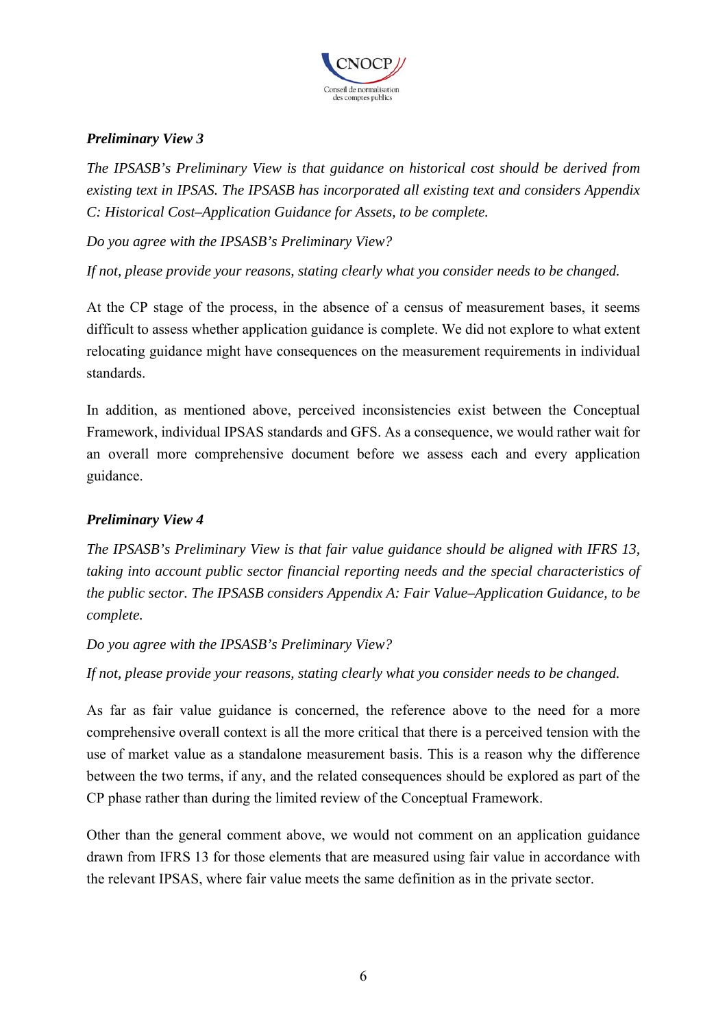***Preliminary View 3***

*The IPSASB's Preliminary View is that guidance on historical cost should be derived from existing text in IPSAS. The IPSASB has incorporated all existing text and considers Appendix C: Historical Cost–Application Guidance for Assets, to be complete.*

*Do you agree with the IPSASB's Preliminary View?*

*If not, please provide your reasons, stating clearly what you consider needs to be changed.*

At the CP stage of the process, in the absence of a census of measurement bases, it seems difficult to assess whether application guidance is complete. We did not explore to what extent relocating guidance might have consequences on the measurement requirements in individual standards.

In addition, as mentioned above, perceived inconsistencies exist between the Conceptual Framework, individual IPSAS standards and GFS. As a consequence, we would rather wait for an overall more comprehensive document before we assess each and every application guidance.

***Preliminary View 4***

*The IPSASB's Preliminary View is that fair value guidance should be aligned with IFRS 13, taking into account public sector financial reporting needs and the special characteristics of the public sector. The IPSASB considers Appendix A: Fair Value–Application Guidance, to be complete.*

*Do you agree with the IPSASB's Preliminary View?*

*If not, please provide your reasons, stating clearly what you consider needs to be changed.*

As far as fair value guidance is concerned, the reference above to the need for a more comprehensive overall context is all the more critical that there is a perceived tension with the use of market value as a standalone measurement basis. This is a reason why the difference between the two terms, if any, and the related consequences should be explored as part of the CP phase rather than during the limited review of the Conceptual Framework.

Other than the general comment above, we would not comment on an application guidance drawn from IFRS 13 for those elements that are measured using fair value in accordance with the relevant IPSAS, where fair value meets the same definition as in the private sector.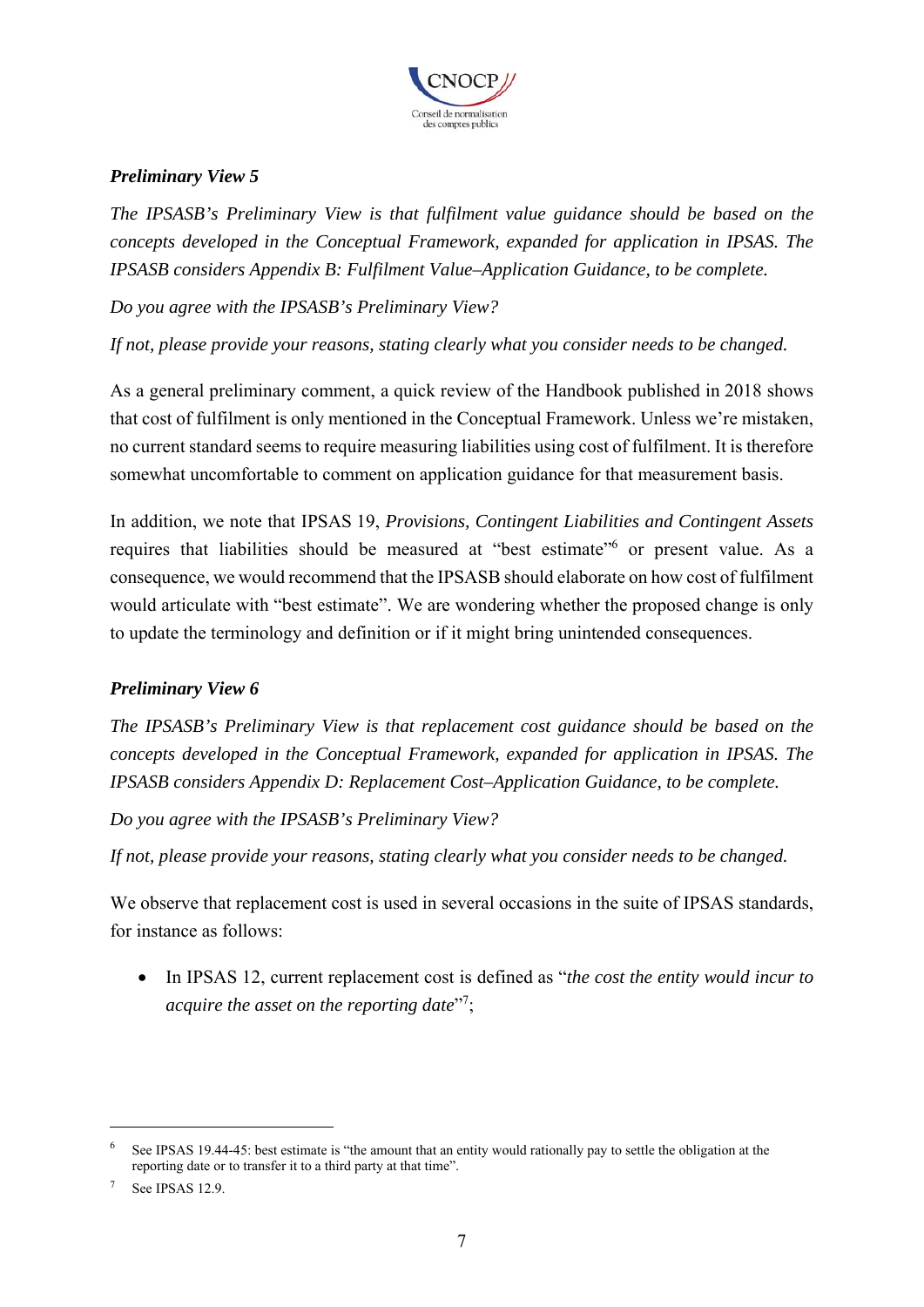***Preliminary View 5***

*The IPSASB's Preliminary View is that fulfilment value guidance should be based on the concepts developed in the Conceptual Framework, expanded for application in IPSAS. The IPSASB considers Appendix B: Fulfilment Value–Application Guidance, to be complete.*

*Do you agree with the IPSASB's Preliminary View?*

*If not, please provide your reasons, stating clearly what you consider needs to be changed.*

As a general preliminary comment, a quick review of the Handbook published in 2018 shows that cost of fulfilment is only mentioned in the Conceptual Framework. Unless we're mistaken, no current standard seems to require measuring liabilities using cost of fulfilment. It is therefore somewhat uncomfortable to comment on application guidance for that measurement basis.

In addition, we note that IPSAS 19, *Provisions, Contingent Liabilities and Contingent Assets* requires that liabilities should be measured at "best estimate"[6] or present value. As a consequence, we would recommend that the IPSASB should elaborate on how cost of fulfilment would articulate with "best estimate". We are wondering whether the proposed change is only to update the terminology and definition or if it might bring unintended consequences.

***Preliminary View 6***

*The IPSASB's Preliminary View is that replacement cost guidance should be based on the concepts developed in the Conceptual Framework, expanded for application in IPSAS. The IPSASB considers Appendix D: Replacement Cost–Application Guidance, to be complete.*

*Do you agree with the IPSASB's Preliminary View?*

*If not, please provide your reasons, stating clearly what you consider needs to be changed.*

We observe that replacement cost is used in several occasions in the suite of IPSAS standards, for instance as follows:

- In IPSAS 12, current replacement cost is defined as "*the cost the entity would incur to acquire the asset on the reporting date*"[7];

---

[6] See IPSAS 19.44-45: best estimate is "the amount that an entity would rationally pay to settle the obligation at the reporting date or to transfer it to a third party at that time".

[7] See IPSAS 12.9.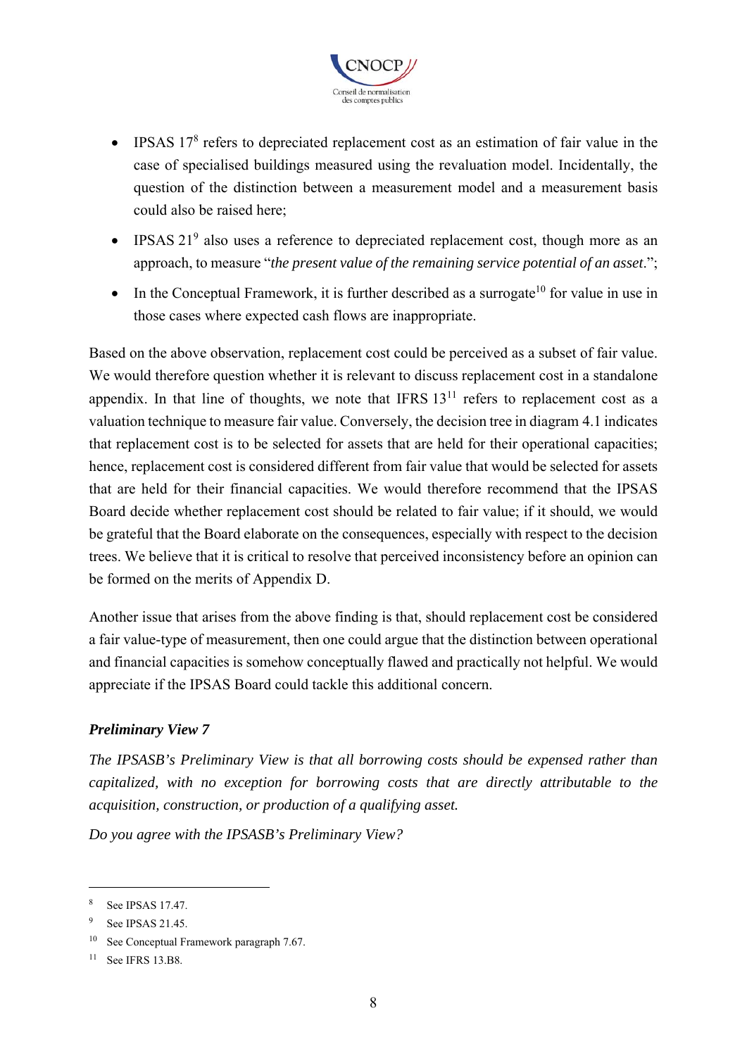- IPSAS 17[8] refers to depreciated replacement cost as an estimation of fair value in the case of specialised buildings measured using the revaluation model. Incidentally, the question of the distinction between a measurement model and a measurement basis could also be raised here;
- IPSAS 21[9] also uses a reference to depreciated replacement cost, though more as an approach, to measure "*the present value of the remaining service potential of an asset.*";
- In the Conceptual Framework, it is further described as a surrogate[10] for value in use in those cases where expected cash flows are inappropriate.

Based on the above observation, replacement cost could be perceived as a subset of fair value. We would therefore question whether it is relevant to discuss replacement cost in a standalone appendix. In that line of thoughts, we note that IFRS 13[11] refers to replacement cost as a valuation technique to measure fair value. Conversely, the decision tree in diagram 4.1 indicates that replacement cost is to be selected for assets that are held for their operational capacities; hence, replacement cost is considered different from fair value that would be selected for assets that are held for their financial capacities. We would therefore recommend that the IPSAS Board decide whether replacement cost should be related to fair value; if it should, we would be grateful that the Board elaborate on the consequences, especially with respect to the decision trees. We believe that it is critical to resolve that perceived inconsistency before an opinion can be formed on the merits of Appendix D.

Another issue that arises from the above finding is that, should replacement cost be considered a fair value-type of measurement, then one could argue that the distinction between operational and financial capacities is somehow conceptually flawed and practically not helpful. We would appreciate if the IPSAS Board could tackle this additional concern.

***Preliminary View 7***

*The IPSASB's Preliminary View is that all borrowing costs should be expensed rather than capitalized, with no exception for borrowing costs that are directly attributable to the acquisition, construction, or production of a qualifying asset.*

*Do you agree with the IPSASB's Preliminary View?*

---

[8] See IPSAS 17.47.

[9] See IPSAS 21.45.

[10] See Conceptual Framework paragraph 7.67.

[11] See IFRS 13.B8.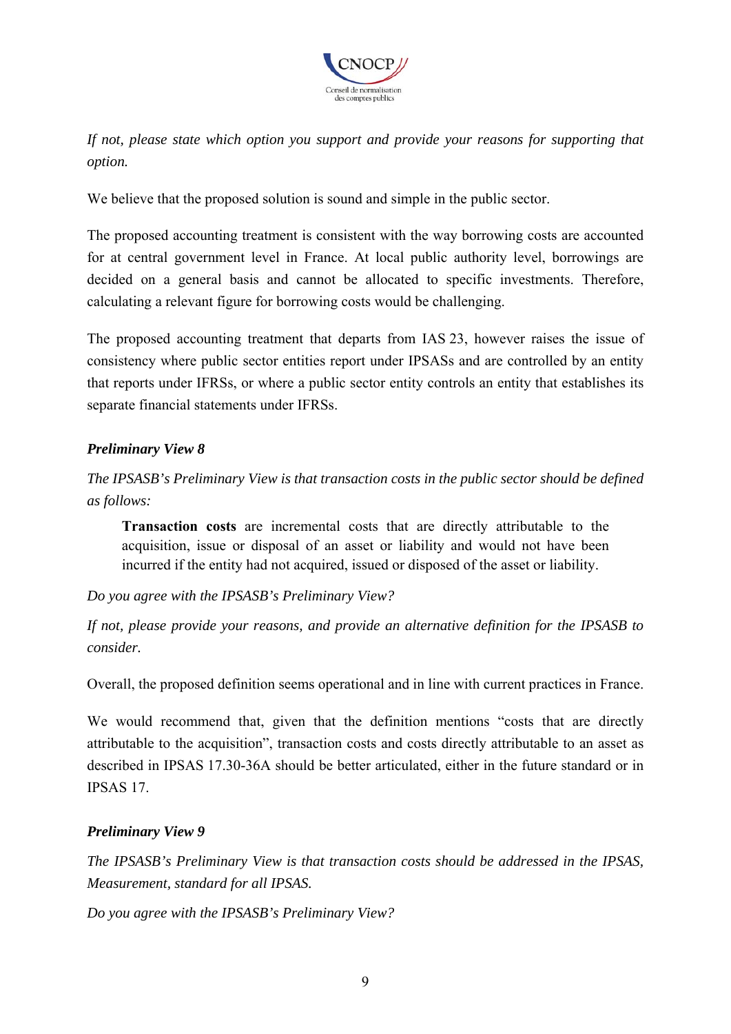*If not, please state which option you support and provide your reasons for supporting that option.*

We believe that the proposed solution is sound and simple in the public sector.

The proposed accounting treatment is consistent with the way borrowing costs are accounted for at central government level in France. At local public authority level, borrowings are decided on a general basis and cannot be allocated to specific investments. Therefore, calculating a relevant figure for borrowing costs would be challenging.

The proposed accounting treatment that departs from IAS 23, however raises the issue of consistency where public sector entities report under IPSASs and are controlled by an entity that reports under IFRSs, or where a public sector entity controls an entity that establishes its separate financial statements under IFRSs.

***Preliminary View 8***

*The IPSASB's Preliminary View is that transaction costs in the public sector should be defined as follows:*

> **Transaction costs** are incremental costs that are directly attributable to the acquisition, issue or disposal of an asset or liability and would not have been incurred if the entity had not acquired, issued or disposed of the asset or liability.

*Do you agree with the IPSASB's Preliminary View?*

*If not, please provide your reasons, and provide an alternative definition for the IPSASB to consider.*

Overall, the proposed definition seems operational and in line with current practices in France.

We would recommend that, given that the definition mentions "costs that are directly attributable to the acquisition", transaction costs and costs directly attributable to an asset as described in IPSAS 17.30-36A should be better articulated, either in the future standard or in IPSAS 17.

***Preliminary View 9***

*The IPSASB's Preliminary View is that transaction costs should be addressed in the IPSAS, Measurement, standard for all IPSAS.*

*Do you agree with the IPSASB's Preliminary View?*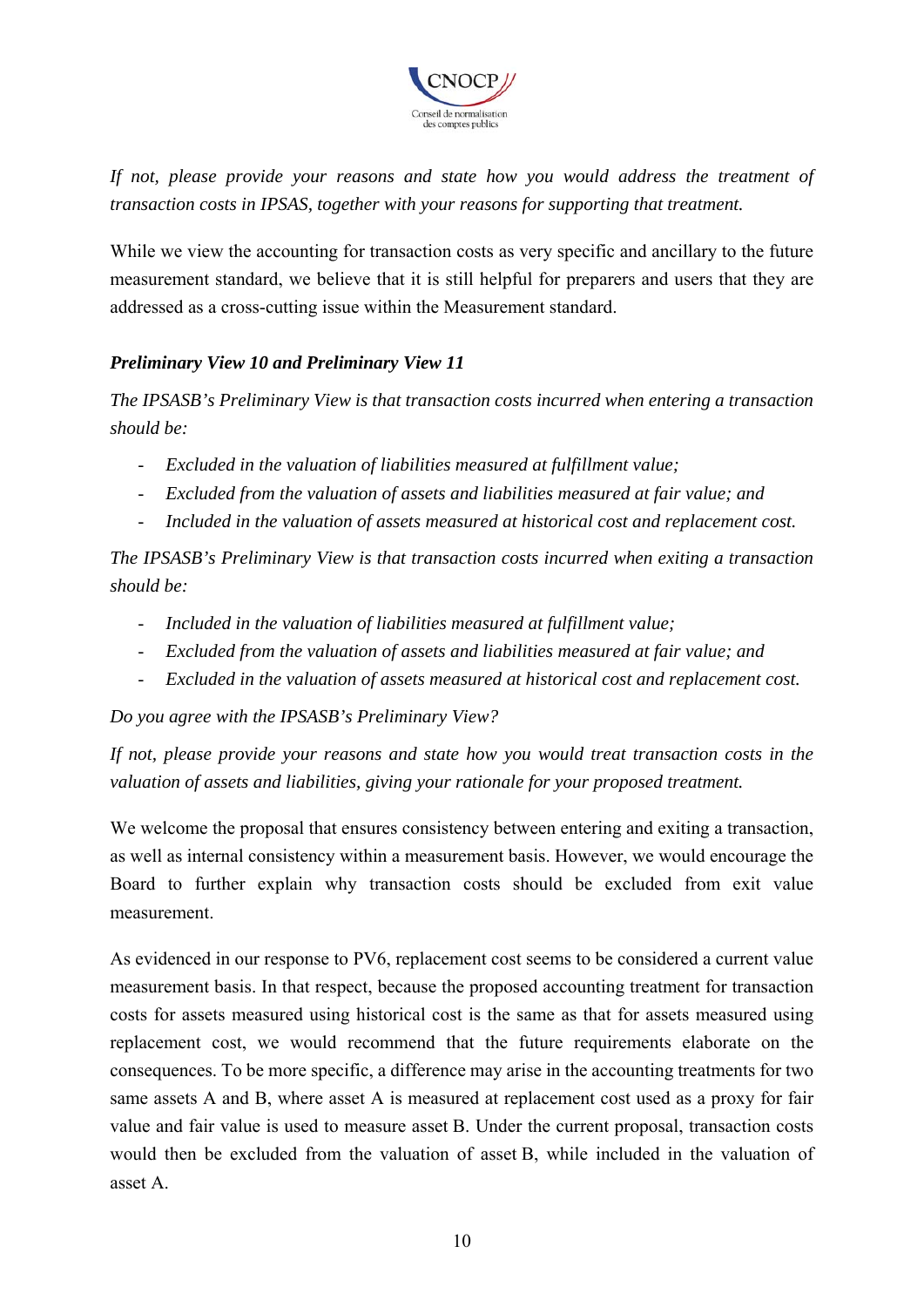*If not, please provide your reasons and state how you would address the treatment of transaction costs in IPSAS, together with your reasons for supporting that treatment.*

While we view the accounting for transaction costs as very specific and ancillary to the future measurement standard, we believe that it is still helpful for preparers and users that they are addressed as a cross-cutting issue within the Measurement standard.

***Preliminary View 10 and Preliminary View 11***

*The IPSASB's Preliminary View is that transaction costs incurred when entering a transaction should be:*

- *Excluded in the valuation of liabilities measured at fulfillment value;*
- *Excluded from the valuation of assets and liabilities measured at fair value; and*
- *Included in the valuation of assets measured at historical cost and replacement cost.*

*The IPSASB's Preliminary View is that transaction costs incurred when exiting a transaction should be:*

- *Included in the valuation of liabilities measured at fulfillment value;*
- *Excluded from the valuation of assets and liabilities measured at fair value; and*
- *Excluded in the valuation of assets measured at historical cost and replacement cost.*

*Do you agree with the IPSASB's Preliminary View?*

*If not, please provide your reasons and state how you would treat transaction costs in the valuation of assets and liabilities, giving your rationale for your proposed treatment.*

We welcome the proposal that ensures consistency between entering and exiting a transaction, as well as internal consistency within a measurement basis. However, we would encourage the Board to further explain why transaction costs should be excluded from exit value measurement.

As evidenced in our response to PV6, replacement cost seems to be considered a current value measurement basis. In that respect, because the proposed accounting treatment for transaction costs for assets measured using historical cost is the same as that for assets measured using replacement cost, we would recommend that the future requirements elaborate on the consequences. To be more specific, a difference may arise in the accounting treatments for two same assets A and B, where asset A is measured at replacement cost used as a proxy for fair value and fair value is used to measure asset B. Under the current proposal, transaction costs would then be excluded from the valuation of asset B, while included in the valuation of asset A.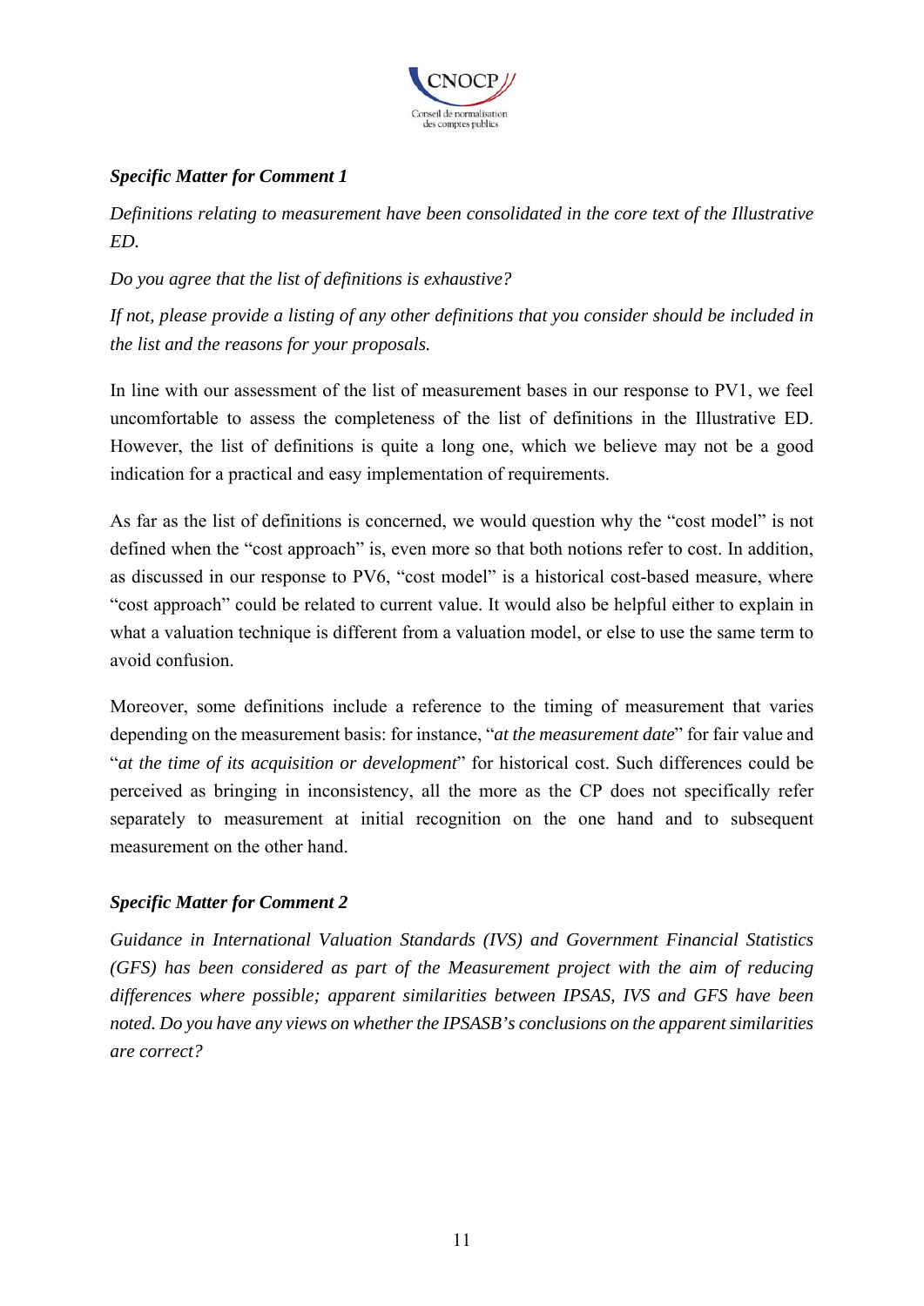***Specific Matter for Comment 1***

*Definitions relating to measurement have been consolidated in the core text of the Illustrative ED.*

*Do you agree that the list of definitions is exhaustive?*

*If not, please provide a listing of any other definitions that you consider should be included in the list and the reasons for your proposals.*

In line with our assessment of the list of measurement bases in our response to PV1, we feel uncomfortable to assess the completeness of the list of definitions in the Illustrative ED. However, the list of definitions is quite a long one, which we believe may not be a good indication for a practical and easy implementation of requirements.

As far as the list of definitions is concerned, we would question why the "cost model" is not defined when the "cost approach" is, even more so that both notions refer to cost. In addition, as discussed in our response to PV6, "cost model" is a historical cost-based measure, where "cost approach" could be related to current value. It would also be helpful either to explain in what a valuation technique is different from a valuation model, or else to use the same term to avoid confusion.

Moreover, some definitions include a reference to the timing of measurement that varies depending on the measurement basis: for instance, "*at the measurement date*" for fair value and "*at the time of its acquisition or development*" for historical cost. Such differences could be perceived as bringing in inconsistency, all the more as the CP does not specifically refer separately to measurement at initial recognition on the one hand and to subsequent measurement on the other hand.

***Specific Matter for Comment 2***

*Guidance in International Valuation Standards (IVS) and Government Financial Statistics (GFS) has been considered as part of the Measurement project with the aim of reducing differences where possible; apparent similarities between IPSAS, IVS and GFS have been noted. Do you have any views on whether the IPSASB's conclusions on the apparent similarities are correct?*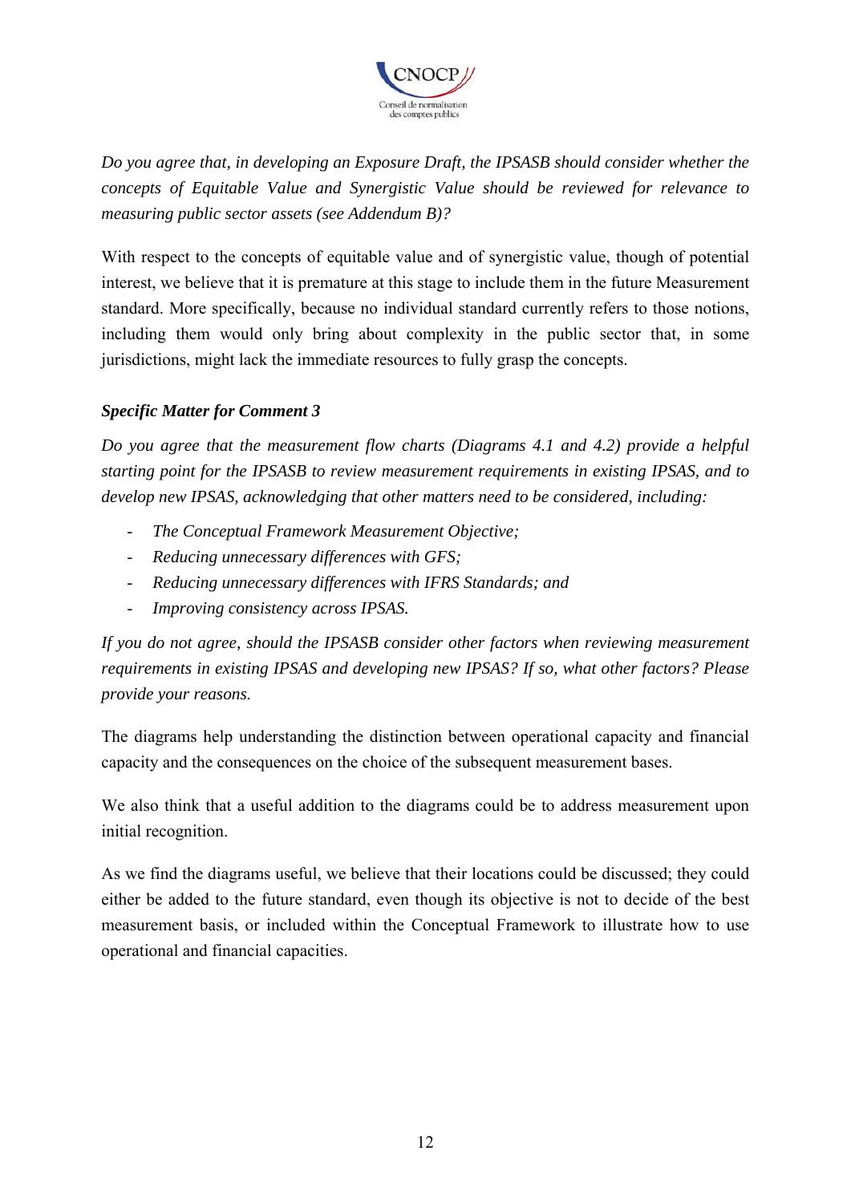*Do you agree that, in developing an Exposure Draft, the IPSASB should consider whether the concepts of Equitable Value and Synergistic Value should be reviewed for relevance to measuring public sector assets (see Addendum B)?*

With respect to the concepts of equitable value and of synergistic value, though of potential interest, we believe that it is premature at this stage to include them in the future Measurement standard. More specifically, because no individual standard currently refers to those notions, including them would only bring about complexity in the public sector that, in some jurisdictions, might lack the immediate resources to fully grasp the concepts.

***Specific Matter for Comment 3***

*Do you agree that the measurement flow charts (Diagrams 4.1 and 4.2) provide a helpful starting point for the IPSASB to review measurement requirements in existing IPSAS, and to develop new IPSAS, acknowledging that other matters need to be considered, including:*

- *The Conceptual Framework Measurement Objective;*
- *Reducing unnecessary differences with GFS;*
- *Reducing unnecessary differences with IFRS Standards; and*
- *Improving consistency across IPSAS.*

*If you do not agree, should the IPSASB consider other factors when reviewing measurement requirements in existing IPSAS and developing new IPSAS? If so, what other factors? Please provide your reasons.*

The diagrams help understanding the distinction between operational capacity and financial capacity and the consequences on the choice of the subsequent measurement bases.

We also think that a useful addition to the diagrams could be to address measurement upon initial recognition.

As we find the diagrams useful, we believe that their locations could be discussed; they could either be added to the future standard, even though its objective is not to decide of the best measurement basis, or included within the Conceptual Framework to illustrate how to use operational and financial capacities.